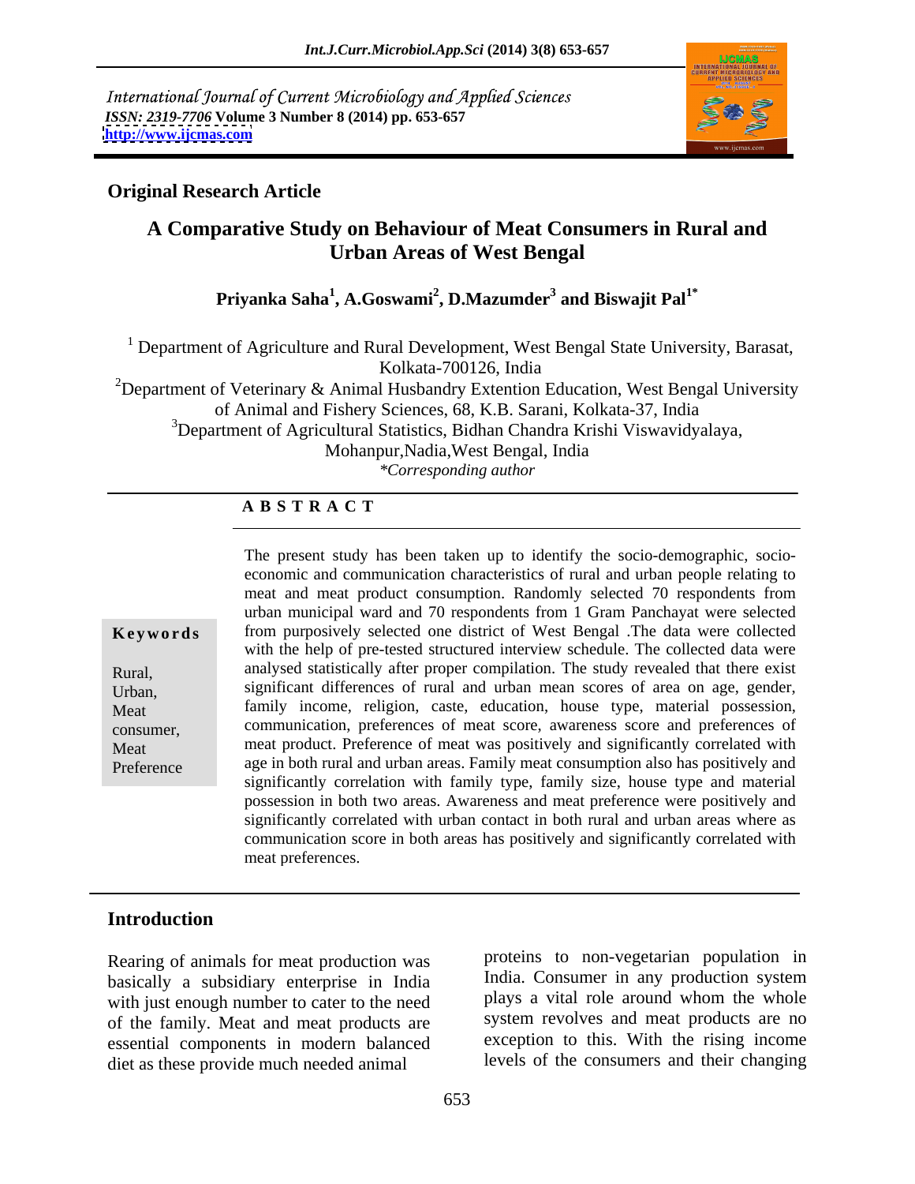International Journal of Current Microbiology and Applied Sciences
*ISSN: 2319-7706* **Volume 3 Number 8 (2014) pp. 653-657**
**http://www.ijcmas.com**

**Original Research Article**

# A Comparative Study on Behaviour of Meat Consumers in Rural and Urban Areas of West Bengal

**Priyanka Saha[1], A.Goswami[2], D.Mazumder[3] and Biswajit Pal[1*]**

[1] Department of Agriculture and Rural Development, West Bengal State University, Barasat, Kolkata-700126, India

[2] Department of Veterinary & Animal Husbandry Extention Education, West Bengal University of Animal and Fishery Sciences, 68, K.B. Sarani, Kolkata-37, India

[3] Department of Agricultural Statistics, Bidhan Chandra Krishi Viswavidyalaya, Mohanpur,Nadia,West Bengal, India

*\*Corresponding author*

## A B S T R A C T

**Keywords**

Rural, Urban, Meat consumer, Meat Preference

The present study has been taken up to identify the socio-demographic, socio-economic and communication characteristics of rural and urban people relating to meat and meat product consumption. Randomly selected 70 respondents from urban municipal ward and 70 respondents from 1 Gram Panchayat were selected from purposively selected one district of West Bengal .The data were collected with the help of pre-tested structured interview schedule. The collected data were analysed statistically after proper compilation. The study revealed that there exist significant differences of rural and urban mean scores of area on age, gender, family income, religion, caste, education, house type, material possession, communication, preferences of meat score, awareness score and preferences of meat product. Preference of meat was positively and significantly correlated with age in both rural and urban areas. Family meat consumption also has positively and significantly correlation with family type, family size, house type and material possession in both two areas. Awareness and meat preference were positively and significantly correlated with urban contact in both rural and urban areas where as communication score in both areas has positively and significantly correlated with meat preferences.

## Introduction

Rearing of animals for meat production was basically a subsidiary enterprise in India with just enough number to cater to the need of the family. Meat and meat products are essential components in modern balanced diet as these provide much needed animal proteins to non-vegetarian population in India. Consumer in any production system plays a vital role around whom the whole system revolves and meat products are no exception to this. With the rising income levels of the consumers and their changing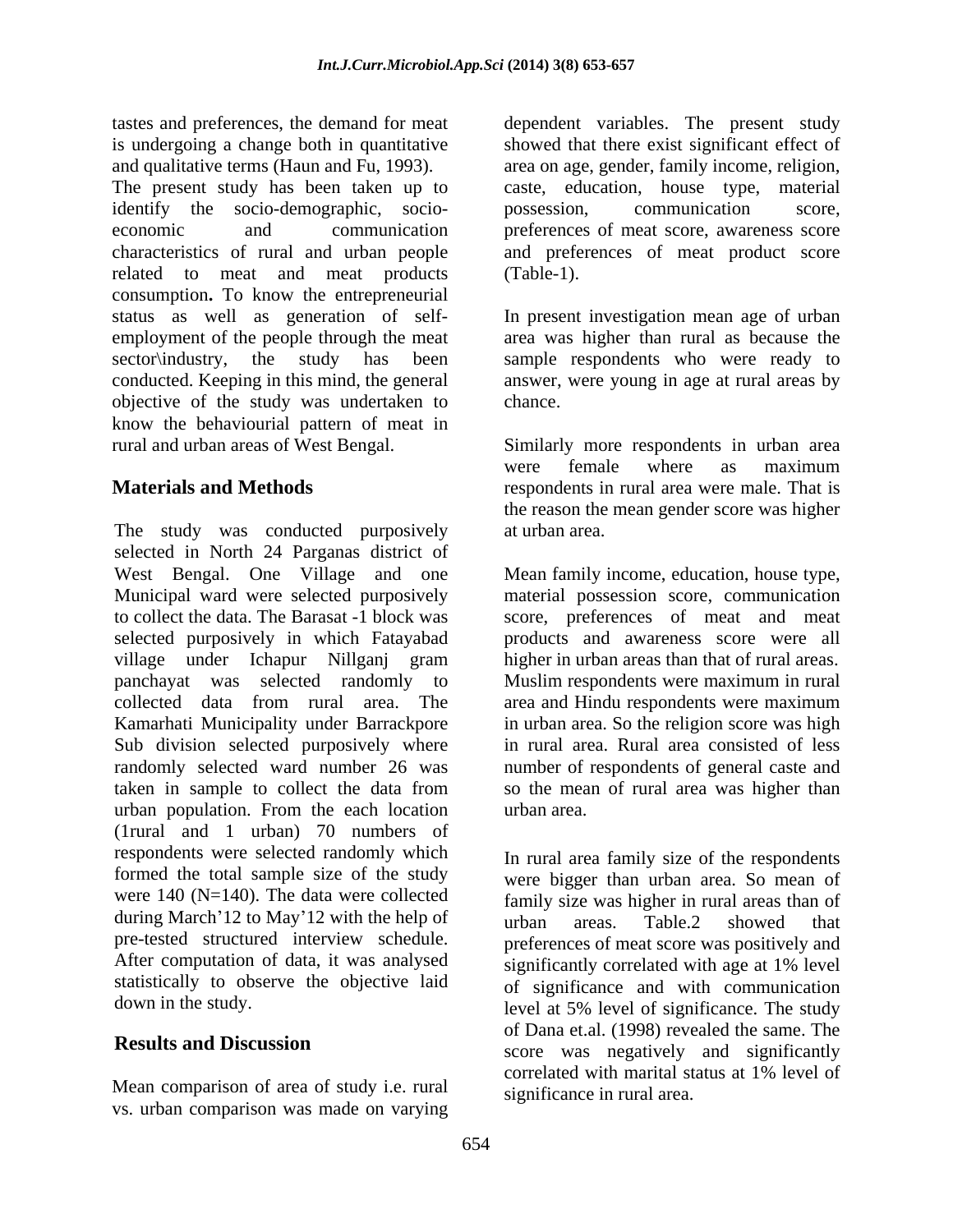tastes and preferences, the demand for meat is undergoing a change both in quantitative and qualitative terms (Haun and Fu, 1993). The present study has been taken up to identify the socio-demographic, socio-economic and communication characteristics of rural and urban people related to meat and meat products consumption**.** To know the entrepreneurial status as well as generation of self-employment of the people through the meat sector\industry, the study has been conducted. Keeping in this mind, the general objective of the study was undertaken to know the behaviourial pattern of meat in rural and urban areas of West Bengal.

## Materials and Methods

The study was conducted purposively selected in North 24 Parganas district of West Bengal. One Village and one Municipal ward were selected purposively to collect the data. The Barasat -1 block was selected purposively in which Fatayabad village under Ichapur Nillganj gram panchayat was selected randomly to collected data from rural area. The Kamarhati Municipality under Barrackpore Sub division selected purposively where randomly selected ward number 26 was taken in sample to collect the data from urban population. From the each location (1rural and 1 urban) 70 numbers of respondents were selected randomly which formed the total sample size of the study were 140 (N=140). The data were collected during March'12 to May'12 with the help of pre-tested structured interview schedule. After computation of data, it was analysed statistically to observe the objective laid down in the study.

## Results and Discussion

Mean comparison of area of study i.e. rural vs. urban comparison was made on varying dependent variables. The present study showed that there exist significant effect of area on age, gender, family income, religion, caste, education, house type, material possession, communication score, preferences of meat score, awareness score and preferences of meat product score (Table-1).

In present investigation mean age of urban area was higher than rural as because the sample respondents who were ready to answer, were young in age at rural areas by chance.

Similarly more respondents in urban area were female where as maximum respondents in rural area were male. That is the reason the mean gender score was higher at urban area.

Mean family income, education, house type, material possession score, communication score, preferences of meat and meat products and awareness score were all higher in urban areas than that of rural areas. Muslim respondents were maximum in rural area and Hindu respondents were maximum in urban area. So the religion score was high in rural area. Rural area consisted of less number of respondents of general caste and so the mean of rural area was higher than urban area.

In rural area family size of the respondents were bigger than urban area. So mean of family size was higher in rural areas than of urban areas. Table.2 showed that preferences of meat score was positively and significantly correlated with age at 1% level of significance and with communication level at 5% level of significance. The study of Dana et.al. (1998) revealed the same. The score was negatively and significantly correlated with marital status at 1% level of significance in rural area.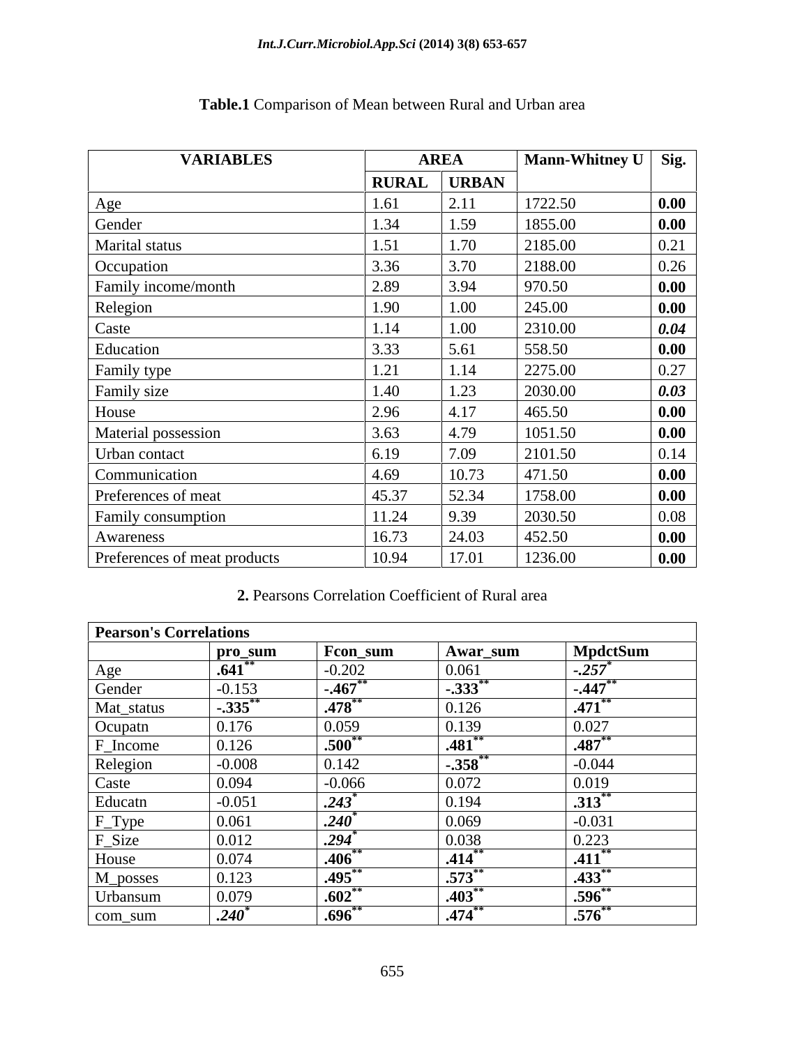**Table.1** Comparison of Mean between Rural and Urban area

| VARIABLES | AREA | | Mann-Whitney U | Sig. |
|---|---|---|---|---|
| | RURAL | URBAN | | |
| Age | 1.61 | 2.11 | 1722.50 | **0.00** |
| Gender | 1.34 | 1.59 | 1855.00 | **0.00** |
| Marital status | 1.51 | 1.70 | 2185.00 | 0.21 |
| Occupation | 3.36 | 3.70 | 2188.00 | 0.26 |
| Family income/month | 2.89 | 3.94 | 970.50 | **0.00** |
| Relegion | 1.90 | 1.00 | 245.00 | **0.00** |
| Caste | 1.14 | 1.00 | 2310.00 | ***0.04*** |
| Education | 3.33 | 5.61 | 558.50 | **0.00** |
| Family type | 1.21 | 1.14 | 2275.00 | 0.27 |
| Family size | 1.40 | 1.23 | 2030.00 | ***0.03*** |
| House | 2.96 | 4.17 | 465.50 | **0.00** |
| Material possession | 3.63 | 4.79 | 1051.50 | **0.00** |
| Urban contact | 6.19 | 7.09 | 2101.50 | 0.14 |
| Communication | 4.69 | 10.73 | 471.50 | **0.00** |
| Preferences of meat | 45.37 | 52.34 | 1758.00 | **0.00** |
| Family consumption | 11.24 | 9.39 | 2030.50 | 0.08 |
| Awareness | 16.73 | 24.03 | 452.50 | **0.00** |
| Preferences of meat products | 10.94 | 17.01 | 1236.00 | **0.00** |

**2.** Pearsons Correlation Coefficient of Rural area

| **Pearson's Correlations** | | | | |
|---|---|---|---|---|
| | **pro_sum** | **Fcon_sum** | **Awar_sum** | **MpdctSum** |
| Age | **.641**** | -0.202 | 0.061 | ***-.257**** |
| Gender | -0.153 | **-.467**** | **-.333**** | **-.447**** |
| Mat_status | **-.335**** | **.478**** | 0.126 | **.471**** |
| Ocupatn | 0.176 | 0.059 | 0.139 | 0.027 |
| F_Income | 0.126 | **.500**** | **.481**** | **.487**** |
| Relegion | -0.008 | 0.142 | **-.358**** | -0.044 |
| Caste | 0.094 | -0.066 | 0.072 | 0.019 |
| Educatn | -0.051 | ***.243**** | 0.194 | **.313**** |
| F_Type | 0.061 | ***.240**** | 0.069 | -0.031 |
| F_Size | 0.012 | ***.294**** | 0.038 | 0.223 |
| House | 0.074 | **.406**** | **.414**** | **.411**** |
| M_posses | 0.123 | **.495**** | **.573**** | **.433**** |
| Urbansum | 0.079 | **.602**** | **.403**** | **.596**** |
| com_sum | ***.240**** | **.696**** | **.474**** | **.576**** |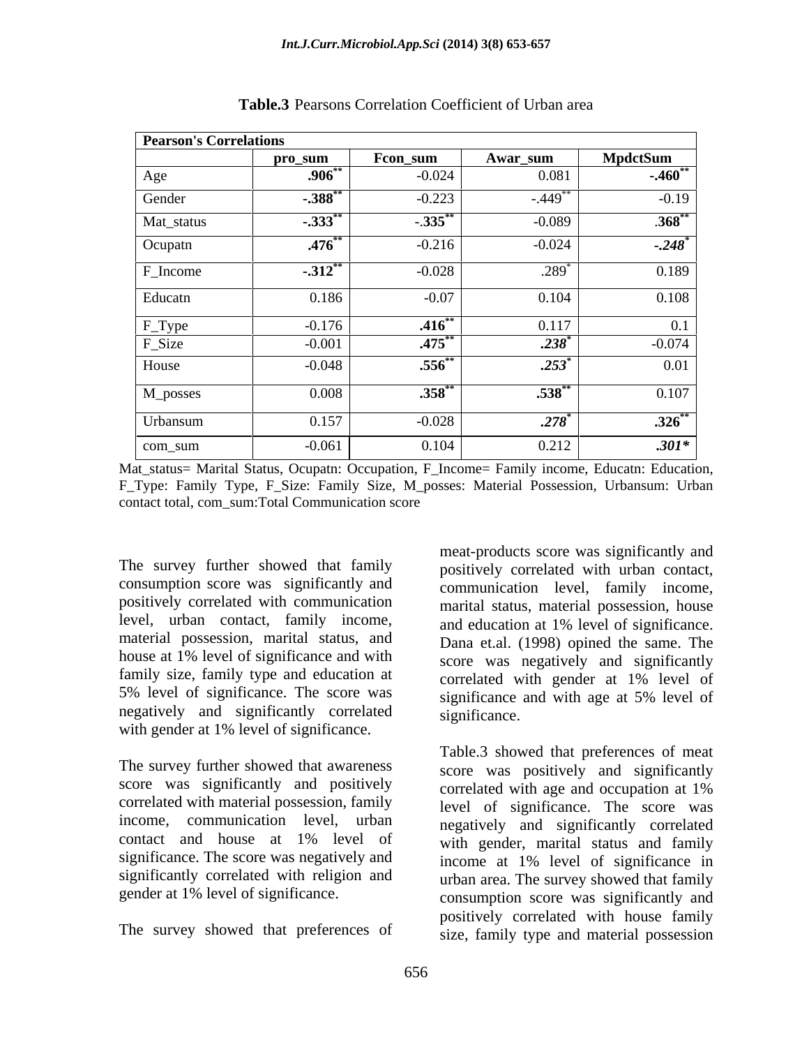**Table.3** Pearsons Correlation Coefficient of Urban area

| Pearson's Correlations | | | | |
|---|---|---|---|---|
| | **pro_sum** | **Fcon_sum** | **Awar_sum** | **MpdctSum** |
| Age | **.906**\*\* | -0.024 | 0.081 | **-.460**\*\* |
| Gender | **-.388**\*\* | -0.223 | -.449\*\* | -0.19 |
| Mat_status | **-.333**\*\* | **-.335**\*\* | -0.089 | **.368**\*\* |
| Ocupatn | **.476**\*\* | -0.216 | -0.024 | ***-.248***\* |
| F_Income | **-.312**\*\* | -0.028 | .289\* | 0.189 |
| Educatn | 0.186 | -0.07 | 0.104 | 0.108 |
| F_Type | -0.176 | **.416**\*\* | 0.117 | 0.1 |
| F_Size | -0.001 | **.475**\*\* | ***.238***\* | -0.074 |
| House | -0.048 | **.556**\*\* | ***.253***\* | 0.01 |
| M_posses | 0.008 | **.358**\*\* | **.538**\*\* | 0.107 |
| Urbansum | 0.157 | -0.028 | ***.278***\* | **.326**\*\* |
| com_sum | -0.061 | 0.104 | 0.212 | ***.301\**** |

Mat_status= Marital Status, Ocupatn: Occupation, F_Income= Family income, Educatn: Education, F_Type: Family Type, F_Size: Family Size, M_posses: Material Possession, Urbansum: Urban contact total, com_sum:Total Communication score

The survey further showed that family consumption score was significantly and positively correlated with communication level, urban contact, family income, material possession, marital status, and house at 1% level of significance and with family size, family type and education at 5% level of significance. The score was negatively and significantly correlated with gender at 1% level of significance.

The survey further showed that awareness score was significantly and positively correlated with material possession, family income, communication level, urban contact and house at 1% level of significance. The score was negatively and significantly correlated with religion and gender at 1% level of significance.

The survey showed that preferences of meat-products score was significantly and positively correlated with urban contact, communication level, family income, marital status, material possession, house and education at 1% level of significance. Dana et.al. (1998) opined the same. The score was negatively and significantly correlated with gender at 1% level of significance and with age at 5% level of significance.

Table.3 showed that preferences of meat score was positively and significantly correlated with age and occupation at 1% level of significance. The score was negatively and significantly correlated with gender, marital status and family income at 1% level of significance in urban area. The survey showed that family consumption score was significantly and positively correlated with house family size, family type and material possession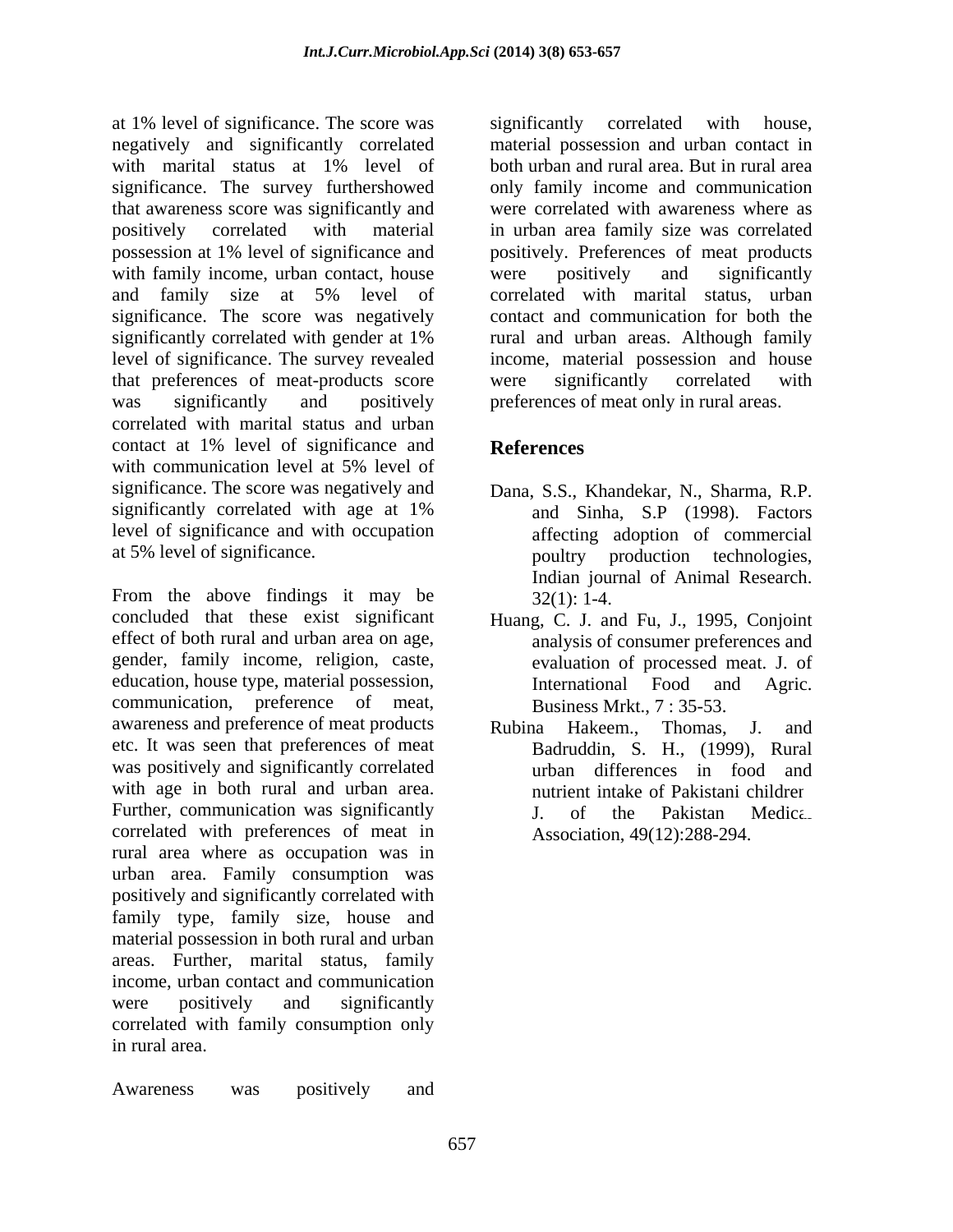at 1% level of significance. The score was negatively and significantly correlated with marital status at 1% level of significance. The survey furthershowed that awareness score was significantly and positively correlated with material possession at 1% level of significance and with family income, urban contact, house and family size at 5% level of significance. The score was negatively significantly correlated with gender at 1% level of significance. The survey revealed that preferences of meat-products score was significantly and positively correlated with marital status and urban contact at 1% level of significance and with communication level at 5% level of significance. The score was negatively and significantly correlated with age at 1% level of significance and with occupation at 5% level of significance.

From the above findings it may be concluded that these exist significant effect of both rural and urban area on age, gender, family income, religion, caste, education, house type, material possession, communication, preference of meat, awareness and preference of meat products etc. It was seen that preferences of meat was positively and significantly correlated with age in both rural and urban area. Further, communication was significantly correlated with preferences of meat in rural area where as occupation was in urban area. Family consumption was positively and significantly correlated with family type, family size, house and material possession in both rural and urban areas. Further, marital status, family income, urban contact and communication were positively and significantly correlated with family consumption only in rural area.

Awareness was positively and significantly correlated with house, material possession and urban contact in both urban and rural area. But in rural area only family income and communication were correlated with awareness where as in urban area family size was correlated positively. Preferences of meat products were positively and significantly correlated with marital status, urban contact and communication for both the rural and urban areas. Although family income, material possession and house were significantly correlated with preferences of meat only in rural areas.

## References

Dana, S.S., Khandekar, N., Sharma, R.P. and Sinha, S.P (1998). Factors affecting adoption of commercial poultry production technologies, Indian journal of Animal Research. 32(1): 1-4.

Huang, C. J. and Fu, J., 1995, Conjoint analysis of consumer preferences and evaluation of processed meat. J. of International Food and Agric. Business Mrkt., 7 : 35-53.

Rubina Hakeem., Thomas, J. and Badruddin, S. H., (1999), Rural urban differences in food and nutrient intake of Pakistani children J. of the Pakistan Medical Association, 49(12):288-294.